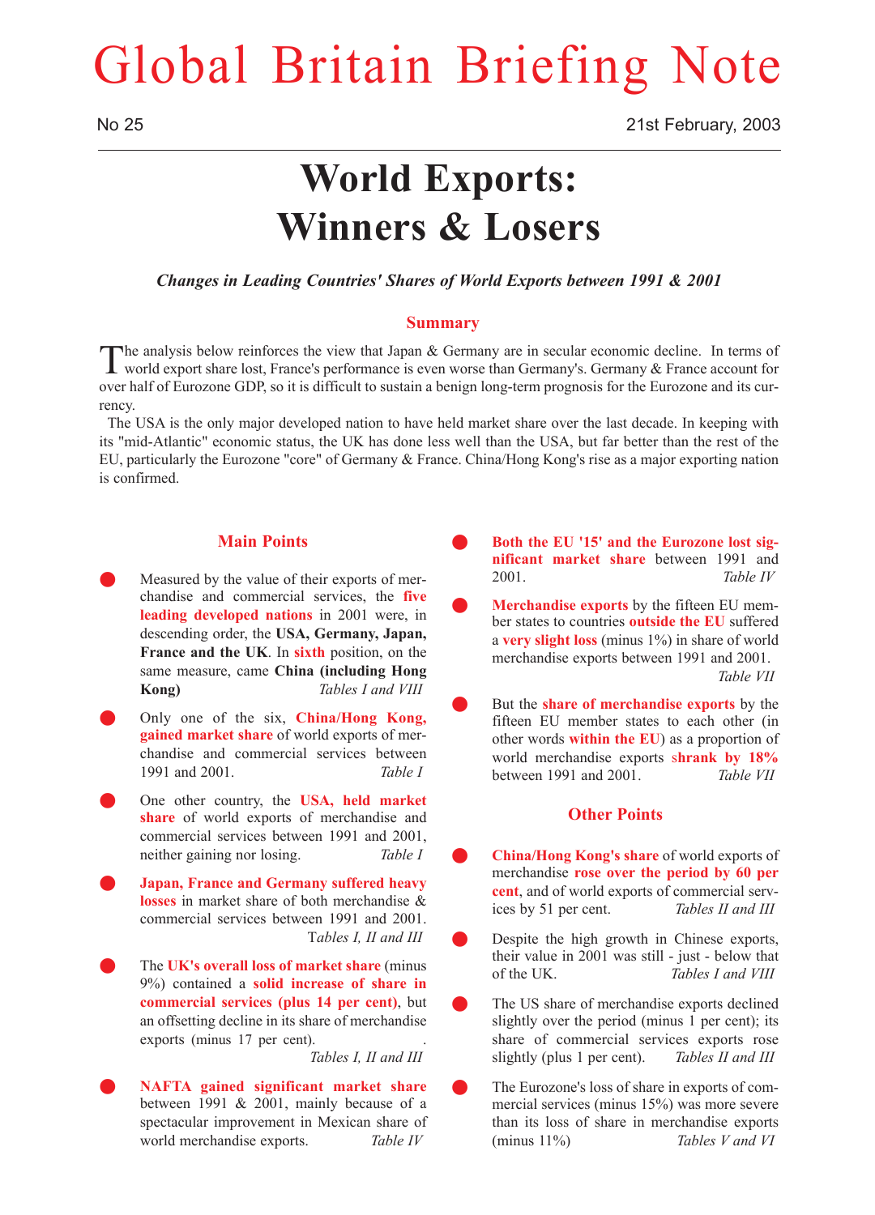# Global Britain Briefing Note

No 25

21st February, 2003

## World Exports: Winners & Losers

***Changes in Leading Countries' Shares of World Exports between 1991 & 2001***

### Summary

The analysis below reinforces the view that Japan & Germany are in secular economic decline. In terms of world export share lost, France's performance is even worse than Germany's. Germany & France account for over half of Eurozone GDP, so it is difficult to sustain a benign long-term prognosis for the Eurozone and its currency.

The USA is the only major developed nation to have held market share over the last decade. In keeping with its "mid-Atlantic" economic status, the UK has done less well than the USA, but far better than the rest of the EU, particularly the Eurozone "core" of Germany & France. China/Hong Kong's rise as a major exporting nation is confirmed.

### Main Points

- Measured by the value of their exports of merchandise and commercial services, the **five leading developed nations** in 2001 were, in descending order, the **USA, Germany, Japan, France and the UK**. In **sixth** position, on the same measure, came **China (including Hong Kong)** *Tables I and VIII*
- Only one of the six, **China/Hong Kong, gained market share** of world exports of merchandise and commercial services between 1991 and 2001. *Table I*
- One other country, the **USA, held market share** of world exports of merchandise and commercial services between 1991 and 2001, neither gaining nor losing. *Table I*
- **Japan, France and Germany suffered heavy losses** in market share of both merchandise & commercial services between 1991 and 2001. *Tables I, II and III*
- The **UK's overall loss of market share** (minus 9%) contained a **solid increase of share in commercial services (plus 14 per cent)**, but an offsetting decline in its share of merchandise exports (minus 17 per cent). *Tables I, II and III*
- **NAFTA gained significant market share** between 1991 & 2001, mainly because of a spectacular improvement in Mexican share of world merchandise exports. *Table IV*
- **Both the EU '15' and the Eurozone lost significant market share** between 1991 and 2001. *Table IV*
- **Merchandise exports** by the fifteen EU member states to countries **outside the EU** suffered a **very slight loss** (minus 1%) in share of world merchandise exports between 1991 and 2001. *Table VII*
- But the **share of merchandise exports** by the fifteen EU member states to each other (in other words **within the EU**) as a proportion of world merchandise exports **shrank by 18%** between 1991 and 2001. *Table VII*

### Other Points

- **China/Hong Kong's share** of world exports of merchandise **rose over the period by 60 per cent**, and of world exports of commercial services by 51 per cent. *Tables II and III*
- Despite the high growth in Chinese exports, their value in 2001 was still - just - below that of the UK. *Tables I and VIII*
- The US share of merchandise exports declined slightly over the period (minus 1 per cent); its share of commercial services exports rose slightly (plus 1 per cent). *Tables II and III*
- The Eurozone's loss of share in exports of commercial services (minus 15%) was more severe than its loss of share in merchandise exports (minus 11%) *Tables V and VI*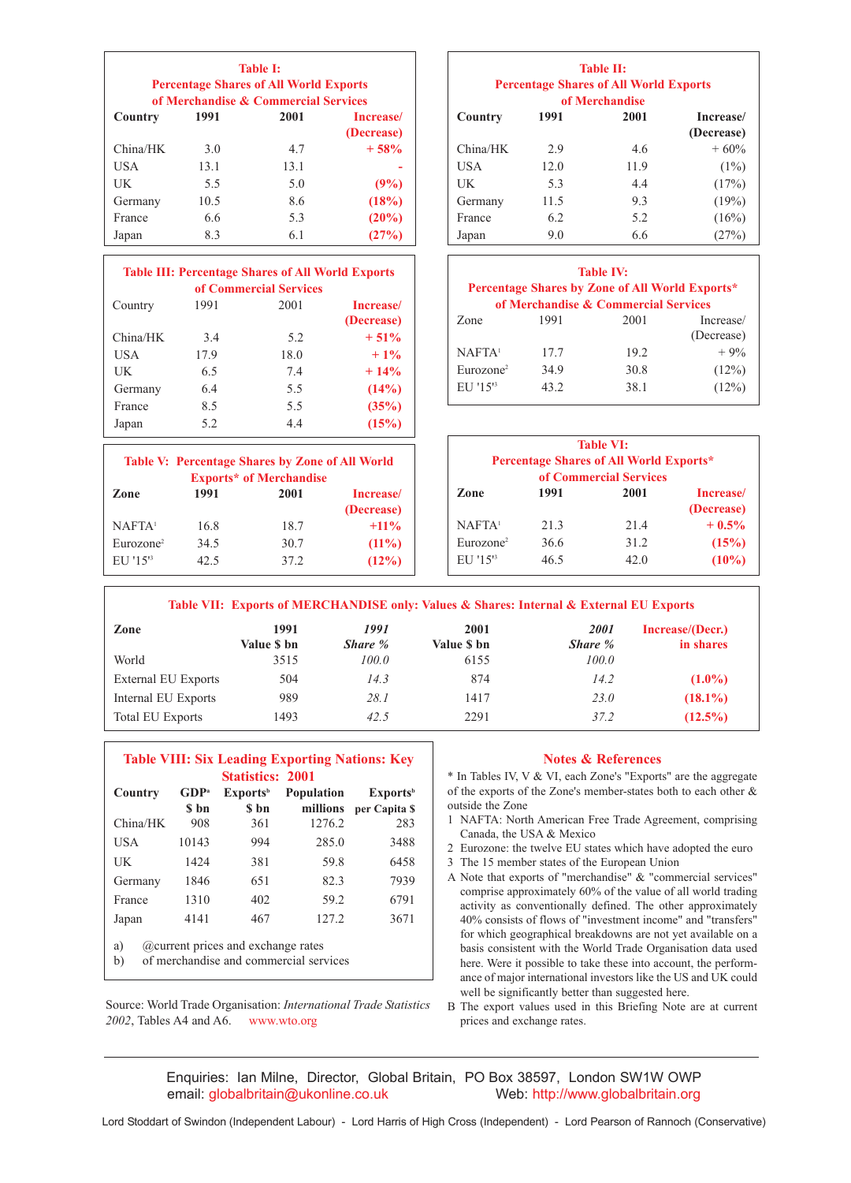### Table I: Percentage Shares of All World Exports of Merchandise & Commercial Services

| Country | 1991 | 2001 | Increase/ (Decrease) |
|---|---|---|---|
| China/HK | 3.0 | 4.7 | + 58% |
| USA | 13.1 | 13.1 | - |
| UK | 5.5 | 5.0 | (9%) |
| Germany | 10.5 | 8.6 | (18%) |
| France | 6.6 | 5.3 | (20%) |
| Japan | 8.3 | 6.1 | (27%) |

### Table II: Percentage Shares of All World Exports of Merchandise

| Country | 1991 | 2001 | Increase/ (Decrease) |
|---|---|---|---|
| China/HK | 2.9 | 4.6 | + 60% |
| USA | 12.0 | 11.9 | (1%) |
| UK | 5.3 | 4.4 | (17%) |
| Germany | 11.5 | 9.3 | (19%) |
| France | 6.2 | 5.2 | (16%) |
| Japan | 9.0 | 6.6 | (27%) |

### Table III: Percentage Shares of All World Exports of Commercial Services

| Country | 1991 | 2001 | Increase/ (Decrease) |
|---|---|---|---|
| China/HK | 3.4 | 5.2 | + 51% |
| USA | 17.9 | 18.0 | + 1% |
| UK | 6.5 | 7.4 | + 14% |
| Germany | 6.4 | 5.5 | (14%) |
| France | 8.5 | 5.5 | (35%) |
| Japan | 5.2 | 4.4 | (15%) |

### Table IV: Percentage Shares by Zone of All World Exports* of Merchandise & Commercial Services

| Zone | 1991 | 2001 | Increase/ (Decrease) |
|---|---|---|---|
| NAFTA[1] | 17.7 | 19.2 | + 9% |
| Eurozone[2] | 34.9 | 30.8 | (12%) |
| EU '15'[3] | 43.2 | 38.1 | (12%) |

### Table V: Percentage Shares by Zone of All World Exports* of Merchandise

| Zone | 1991 | 2001 | Increase/ (Decrease) |
|---|---|---|---|
| NAFTA[1] | 16.8 | 18.7 | +11% |
| Eurozone[2] | 34.5 | 30.7 | (11%) |
| EU '15'[3] | 42.5 | 37.2 | (12%) |

### Table VI: Percentage Shares of All World Exports* of Commercial Services

| Zone | 1991 | 2001 | Increase/ (Decrease) |
|---|---|---|---|
| NAFTA[1] | 21.3 | 21.4 | + 0.5% |
| Eurozone[2] | 36.6 | 31.2 | (15%) |
| EU '15'[3] | 46.5 | 42.0 | (10%) |

### Table VII: Exports of MERCHANDISE only: Values & Shares: Internal & External EU Exports

| Zone | 1991 Value $ bn | *1991 Share %* | 2001 Value $ bn | *2001 Share %* | Increase/(Decr.) in shares |
|---|---|---|---|---|---|
| World | 3515 | *100.0* | 6155 | *100.0* | |
| External EU Exports | 504 | *14.3* | 874 | *14.2* | (1.0%) |
| Internal EU Exports | 989 | *28.1* | 1417 | *23.0* | (18.1%) |
| Total EU Exports | 1493 | *42.5* | 2291 | *37.2* | (12.5%) |

### Table VIII: Six Leading Exporting Nations: Key Statistics: 2001

| Country | GDP[a] $ bn | Exports[b] $ bn | Population millions | Exports[b] per Capita $ |
|---|---|---|---|---|
| China/HK | 908 | 361 | 1276.2 | 283 |
| USA | 10143 | 994 | 285.0 | 3488 |
| UK | 1424 | 381 | 59.8 | 6458 |
| Germany | 1846 | 651 | 82.3 | 7939 |
| France | 1310 | 402 | 59.2 | 6791 |
| Japan | 4141 | 467 | 127.2 | 3671 |

a) @current prices and exchange rates
b) of merchandise and commercial services

Source: World Trade Organisation: *International Trade Statistics 2002*, Tables A4 and A6. www.wto.org

## Notes & References

\* In Tables IV, V & VI, each Zone's "Exports" are the aggregate of the exports of the Zone's member-states both to each other & outside the Zone

1 NAFTA: North American Free Trade Agreement, comprising Canada, the USA & Mexico

2 Eurozone: the twelve EU states which have adopted the euro

3 The 15 member states of the European Union

A Note that exports of "merchandise" & "commercial services" comprise approximately 60% of the value of all world trading activity as conventionally defined. The other approximately 40% consists of flows of "investment income" and "transfers" for which geographical breakdowns are not yet available on a basis consistent with the World Trade Organisation data used here. Were it possible to take these into account, the performance of major international investors like the US and UK could well be significantly better than suggested here.

B The export values used in this Briefing Note are at current prices and exchange rates.

---

Enquiries: Ian Milne, Director, Global Britain, PO Box 38597, London SW1W OWP
email: globalbritain@ukonline.co.uk Web: http://www.globalbritain.org

Lord Stoddart of Swindon (Independent Labour) - Lord Harris of High Cross (Independent) - Lord Pearson of Rannoch (Conservative)